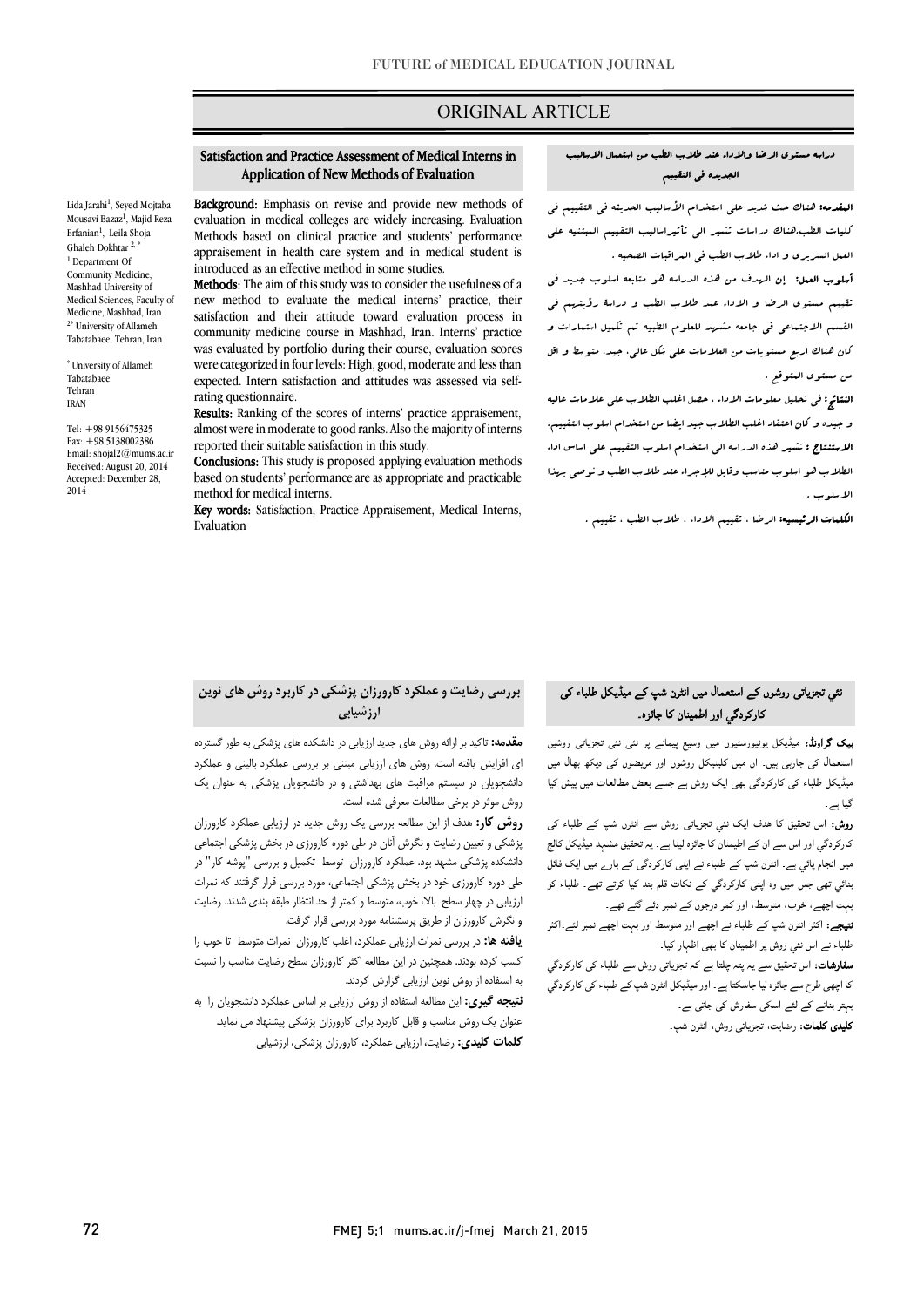ORIGINAL ARTICLE

# Satisfaction and Practice Assessment of Medical Interns in Application of New Methods of Evaluation

Lida Jarahi[1], Seyed Mojtaba Mousavi Bazaz[1], Majid Reza Erfanian[1], Leila Shoja Ghaleh Dokhtar[2,*]

[1] Department Of Community Medicine, Mashhad University of Medical Sciences, Faculty of Medicine, Mashhad, Iran

[2*] University of Allameh Tabatabaee, Tehran, Iran

* University of Allameh Tabatabaee
Tehran
IRAN

Tel: +98 9156475325
Fax: +98 5138002386
Email: shojal2@mums.ac.ir
Received: August 20, 2014
Accepted: December 28, 2014

**Background:** Emphasis on revise and provide new methods of evaluation in medical colleges are widely increasing. Evaluation Methods based on clinical practice and students' performance appreisement in health care system and in medical student is introduced as an effective method in some studies.

**Methods:** The aim of this study was to consider the usefulness of a new method to evaluate the medical interns' practice, their satisfaction and their attitude toward evaluation process in community medicine course in Mashhad, Iran. Interns' practice was evaluated by portfolio during their course, evaluation scores were categorized in four levels: High, good, moderate and less than expected. Intern satisfaction and attitudes was assessed via self-rating questionnaire.

**Results:** Ranking of the scores of interns' practice appraisement, almost were in moderate to good ranks. Also the majority of interns reported their suitable satisfaction in this study.

**Conclusions:** This study is proposed applying evaluation methods based on students' performance are as appropriate and practicable method for medical interns.

**Key words:** Satisfaction, Practice Appraisement, Medical Interns, Evaluation

## دراسه مستوى الرضا والاداء عند طلاب الطب من استعمال الاساليب الجديده فى التقييم

**المقدمه:** هناك حث شديد على استخدام الأساليب الحديثه فى التقييم فى كليات الطب.هناك دراسات تشير الى تأثيراساليب التقييم المبتنيه على العمل السريرى و اداء طلاب الطب فى المراقبات الصحيه .

**أسلوب العمل:** إن الهدف من هذه الدراسه هو متابعه اسلوب جديد فى تقييم مستوى الرضا و الاداء عند طلاب الطب و دراسة رؤيتهم فى القسم الاجتماعى فى جامعه مشهد للعلوم الطبيه تم تكميل استمارات و كان هناك اربع مستويات من العلامات على شكل عالي، جيد، متوسط و اقل من مستوى المتوقع .

**النتائج:** فى تحليل معلومات الاداء ، حصل اغلب الطلاب على علامات عاليه و جيده و كان اعتقاد اغلب الطلاب جيد ايضا من استخدام اسلوب التقييم.

**الاستنتاج:** تشير هذه الدراسه الى استخدام اسلوب التقييم على اساس اداء الطلاب هو اسلوب مناسب وقابل للإجراء عند طلاب الطب و نوصى بهذا الاسلوب .

**الكلمات الرئيسيه:** الرضا ، تقييم الاداء ، طلاب الطب ، تقييم .

## بررسی رضایت و عملکرد کارورزان پزشکی در کاربرد روش های نوین ارزشیابی

**مقدمه:** تاکید بر ارائه روش های جدید ارزیابی در دانشکده های پزشکی به طور گسترده ای افزایش یافته است. روش های ارزیابی مبتنی بر بررسی عملکرد بالینی و عملکرد دانشجویان در سیستم مراقبت های بهداشتی و در دانشجویان پزشکی به عنوان یک روش موثر در برخی مطالعات معرفی شده است.

**روش کار:** هدف از این مطالعه بررسی یک روش جدید در ارزیابی عملکرد کارورزان پزشکی و تعیین رضایت و نگرش آنان در طی دوره کارورزی در بخش پزشکی اجتماعی دانشکده پزشکی مشهد بود. عملکرد کارورزان توسط تکمیل و بررسی "پوشه کار" در طی دوره کارورزی خود در بخش پزشکی اجتماعی، مورد بررسی قرار گرفتند که نمرات ارزیابی در چهار سطح بالا، خوب، متوسط و کمتر از حد انتظار طبقه بندی شدند. رضایت و نگرش کارورزان از طریق پرسشنامه مورد بررسی قرار گرفت.

**یافته ها:** در بررسی نمرات ارزیابی عملکرد، اغلب کارورزان نمرات متوسط تا خوب را کسب کرده بودند. همچنین در این مطالعه اکثر کارورزان سطح رضایت مناسب را نسبت به استفاده از روش نوین ارزیابی گزارش کردند.

**نتیجه گیری:** این مطالعه استفاده از روش ارزیابی بر اساس عملکرد دانشجویان را به عنوان یک روش مناسب و قابل کاربرد برای کارورزان پزشکی پیشنهاد می نماید.

**کلمات کلیدی:** رضایت، ارزیابی عملکرد، کارورزان پزشکی، ارزشیابی

## نئي تجزياتي روشوں کے استعمال میں انٹرن شپ کے میڈیکل طلباء کی کارکردگي اور اطمینان کا جائزہ۔

**بیک گراونڈ:** میڈیکل یونیورسٹیوں میں وسیع پیمانے پر نئی نئی تجزیاتی روشیں استعمال کی جارہی ہیں۔ ان میں کلینیکل روشوں اور مریضوں کی دیکھ بھال میں میڈیکل طلباء کی کارکردگی بھی ایک روش ہے جسے بعض مطالعات میں پیش کیا گيا ہے۔

**روش:** اس تحقیق کا ہدف ایک نئي تجزیاتی روش سے انٹرن شپ کے طلباء کی کارکردگي اور اس سے ان کے اطمینان کا جائزہ لینا ہے۔ یہ تحقیق مشہد میڈیکل کالج میں انجام پائي ہے۔ انٹرن شپ کے طلباء نے اپنی کارکردگي کے بارے میں ایک فائل بنائي تھی جس میں وہ اپنی کارکردگي کے نکات قلم بند کیا کرتے تھے۔ طلباء کو بہت اچھے، خوب، متوسط، اور کمتر درجوں کے نمبر دئے گئے تھے۔

**نتیجے:** اکثر انٹرن شپ کے طلباء نے اچھے اور متوسط اور بہت اچھے نمبر لئے۔اکثر طلباء نے اس نئي روش پر اطمینان کا بھی اظہار کیا۔

**سفارشات:** اس تحقیق سے یہ پتہ چلتا ہے کہ تجزیاتی روش سے طلباء کی کارکردگي کا اچھی طرح سے جائزہ لیا جاسکتا ہے۔ اور میڈیکل انٹرن شپ کے طلباء کی کارکردگي بہتر بنانے کے لئے اسکی سفارش کی جاتی ہے۔

**کلیدی کلمات:** رضایت، تجزیاتی روش، انٹرن شپ۔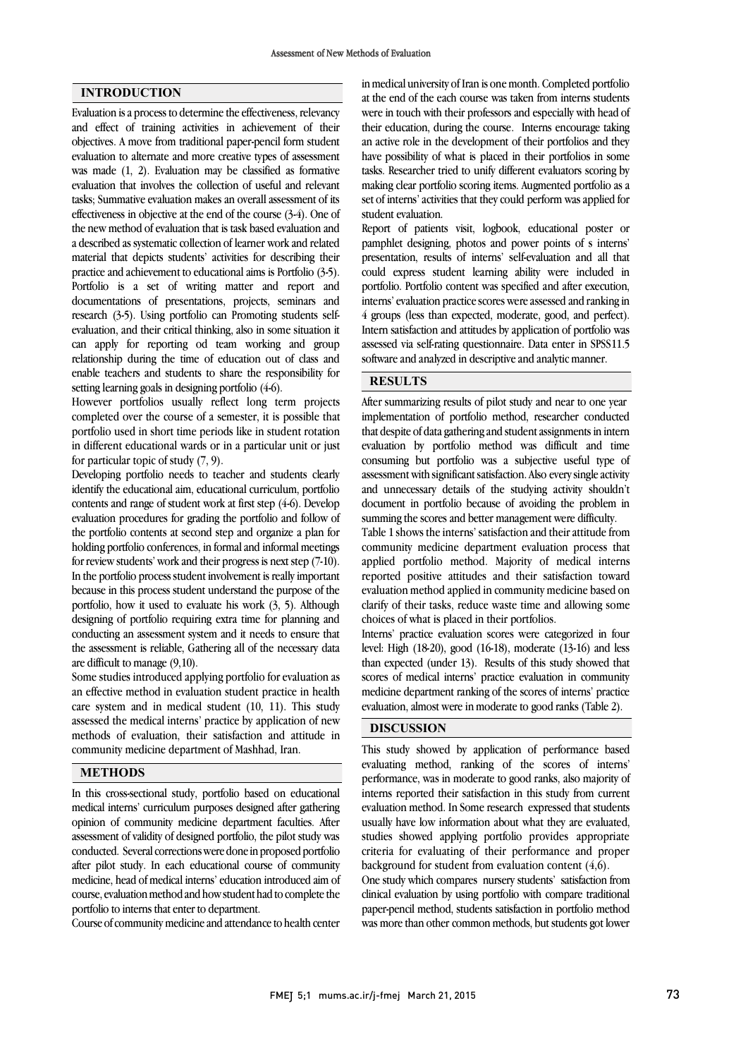## INTRODUCTION

Evaluation is a process to determine the effectiveness, relevancy and effect of training activities in achievement of their objectives. A move from traditional paper-pencil form student evaluation to alternate and more creative types of assessment was made (1, 2). Evaluation may be classified as formative evaluation that involves the collection of useful and relevant tasks; Summative evaluation makes an overall assessment of its effectiveness in objective at the end of the course (3-4). One of the new method of evaluation that is task based evaluation and a described as systematic collection of learner work and related material that depicts students' activities for describing their practice and achievement to educational aims is Portfolio (3-5). Portfolio is a set of writing matter and report and documentations of presentations, projects, seminars and research (3-5). Using portfolio can Promoting students self-evaluation, and their critical thinking, also in some situation it can apply for reporting od team working and group relationship during the time of education out of class and enable teachers and students to share the responsibility for setting learning goals in designing portfolio (4-6).

However portfolios usually reflect long term projects completed over the course of a semester, it is possible that portfolio used in short time periods like in student rotation in different educational wards or in a particular unit or just for particular topic of study (7, 9).

Developing portfolio needs to teacher and students clearly identify the educational aim, educational curriculum, portfolio contents and range of student work at first step (4-6). Develop evaluation procedures for grading the portfolio and follow of the portfolio contents at second step and organize a plan for holding portfolio conferences, in formal and informal meetings for review students' work and their progress is next step (7-10). In the portfolio process student involvement is really important because in this process student understand the purpose of the portfolio, how it used to evaluate his work (3, 5). Although designing of portfolio requiring extra time for planning and conducting an assessment system and it needs to ensure that the assessment is reliable, Gathering all of the necessary data are difficult to manage (9,10).

Some studies introduced applying portfolio for evaluation as an effective method in evaluation student practice in health care system and in medical student (10, 11). This study assessed the medical interns' practice by application of new methods of evaluation, their satisfaction and attitude in community medicine department of Mashhad, Iran.

## METHODS

In this cross-sectional study, portfolio based on educational medical interns' curriculum purposes designed after gathering opinion of community medicine department faculties. After assessment of validity of designed portfolio, the pilot study was conducted. Several corrections were done in proposed portfolio after pilot study. In each educational course of community medicine, head of medical interns' education introduced aim of course, evaluation method and how student had to complete the portfolio to interns that enter to department.

Course of community medicine and attendance to health center in medical university of Iran is one month. Completed portfolio at the end of the each course was taken from interns students were in touch with their professors and especially with head of their education, during the course. Interns encourage taking an active role in the development of their portfolios and they have possibility of what is placed in their portfolios in some tasks. Researcher tried to unify different evaluators scoring by making clear portfolio scoring items. Augmented portfolio as a set of interns' activities that they could perform was applied for student evaluation.

Report of patients visit, logbook, educational poster or pamphlet designing, photos and power points of s interns' presentation, results of interns' self-evaluation and all that could express student learning ability were included in portfolio. Portfolio content was specified and after execution, interns' evaluation practice scores were assessed and ranking in 4 groups (less than expected, moderate, good, and perfect). Intern satisfaction and attitudes by application of portfolio was assessed via self-rating questionnaire. Data enter in SPSS11.5 software and analyzed in descriptive and analytic manner.

## RESULTS

After summarizing results of pilot study and near to one year implementation of portfolio method, researcher conducted that despite of data gathering and student assignments in intern evaluation by portfolio method was difficult and time consuming but portfolio was a subjective useful type of assessment with significant satisfaction. Also every single activity and unnecessary details of the studying activity shouldn't document in portfolio because of avoiding the problem in summing the scores and better management were difficulty.

Table 1 shows the interns' satisfaction and their attitude from community medicine department evaluation process that applied portfolio method. Majority of medical interns reported positive attitudes and their satisfaction toward evaluation method applied in community medicine based on clarify of their tasks, reduce waste time and allowing some choices of what is placed in their portfolios.

Interns' practice evaluation scores were categorized in four level: High (18-20), good (16-18), moderate (13-16) and less than expected (under 13). Results of this study showed that scores of medical interns' practice evaluation in community medicine department ranking of the scores of interns' practice evaluation, almost were in moderate to good ranks (Table 2).

## DISCUSSION

This study showed by application of performance based evaluating method, ranking of the scores of interns' performance, was in moderate to good ranks, also majority of interns reported their satisfaction in this study from current evaluation method. In Some research expressed that students usually have low information about what they are evaluated, studies showed applying portfolio provides appropriate criteria for evaluating of their performance and proper background for student from evaluation content (4,6).

One study which compares nursery students' satisfaction from clinical evaluation by using portfolio with compare traditional paper-pencil method, students satisfaction in portfolio method was more than other common methods, but students got lower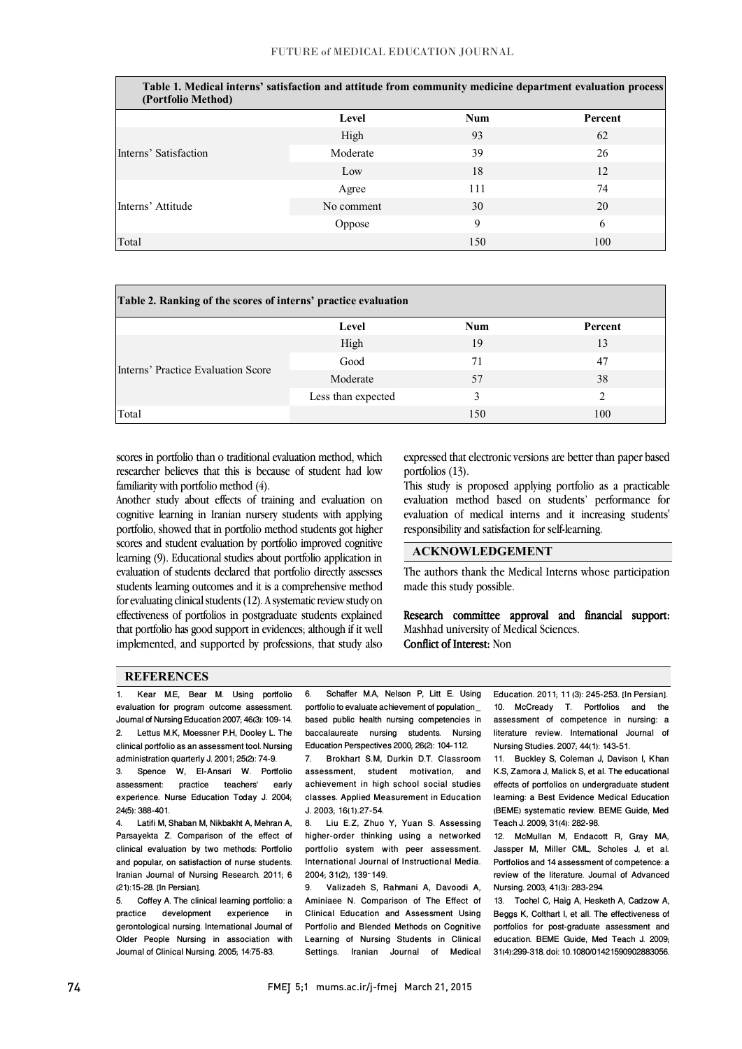**Table 1. Medical interns' satisfaction and attitude from community medicine department evaluation process (Portfolio Method)**

| | Level | Num | Percent |
|---|---|---|---|
| Interns' Satisfaction | High | 93 | 62 |
| | Moderate | 39 | 26 |
| | Low | 18 | 12 |
| Interns' Attitude | Agree | 111 | 74 |
| | No comment | 30 | 20 |
| | Oppose | 9 | 6 |
| Total | | 150 | 100 |

**Table 2. Ranking of the scores of interns' practice evaluation**

| | Level | Num | Percent |
|---|---|---|---|
| Interns' Practice Evaluation Score | High | 19 | 13 |
| | Good | 71 | 47 |
| | Moderate | 57 | 38 |
| | Less than expected | 3 | 2 |
| Total | | 150 | 100 |

scores in portfolio than o traditional evaluation method, which researcher believes that this is because of student had low familiarity with portfolio method (4).

Another study about effects of training and evaluation on cognitive learning in Iranian nursery students with applying portfolio, showed that in portfolio method students got higher scores and student evaluation by portfolio improved cognitive learning (9). Educational studies about portfolio application in evaluation of students declared that portfolio directly assesses students learning outcomes and it is a comprehensive method for evaluating clinical students (12). A systematic review study on effectiveness of portfolios in postgraduate students explained that portfolio has good support in evidences; although if it well implemented, and supported by professions, that study also expressed that electronic versions are better than paper based portfolios (13).

This study is proposed applying portfolio as a practicable evaluation method based on students' performance for evaluation of medical interns and it increasing students' responsibility and satisfaction for self-learning.

## ACKNOWLEDGEMENT

The authors thank the Medical Interns whose participation made this study possible.

**Research committee approval and financial support:** Mashhad university of Medical Sciences.

**Conflict of Interest:** Non

## REFERENCES

1. Kear M.E, Bear M. Using portfolio evaluation for program outcome assessment. Journal of Nursing Education 2007; 46(3): 109-14.
2. Lettus M.K, Moessner P.H, Dooley L. The clinical portfolio as an assessment tool. Nursing administration quarterly J. 2001; 25(2): 74-9.
3. Spence W, El-Ansari W. Portfolio assessment: practice teachers' early experience. Nurse Education Today J. 2004; 24(5): 388-401.
4. Latifi M, Shaban M, Nikbakht A, Mehran A, Parsayekta Z. Comparison of the effect of clinical evaluation by two methods: Portfolio and popular, on satisfaction of nurse students. Iranian Journal of Nursing Research. 2011; 6 (21):15-28. [In Persian].
5. Coffey A. The clinical learning portfolio: a practice development experience in gerontological nursing. International Journal of Older People Nursing in association with Journal of Clinical Nursing. 2005; 14:75-83.
6. Schaffer M.A, Nelson P, Litt E. Using portfolio to evaluate achievement of population_ based public health nursing competencies in baccalaureate nursing students. Nursing Education Perspectives 2000; 26(2): 104-112.
7. Brokhart S.M, Durkin D.T. Classroom assessment, student motivation, and achievement in high school social studies classes. Applied Measurement in Education J. 2003; 16(1).27-54.
8. Liu E.Z, Zhuo Y, Yuan S. Assessing higher-order thinking using a networked portfolio system with peer assessment. International Journal of Instructional Media. 2004; 31(2), 139-149.
9. Valizadeh S, Rahmani A, Davoodi A, Aminiaee N. Comparison of The Effect of Clinical Education and Assessment Using Portfolio and Blended Methods on Cognitive Learning of Nursing Students in Clinical Settings. Iranian Journal of Medical Education. 2011; 11 (3): 245-253. [In Persian].
10. McCready T. Portfolios and the assessment of competence in nursing: a literature review. International Journal of Nursing Studies. 2007; 44(1): 143-51.
11. Buckley S, Coleman J, Davison I, Khan K.S, Zamora J, Malick S, et al. The educational effects of portfolios on undergraduate student learning: a Best Evidence Medical Education (BEME) systematic review. BEME Guide, Med Teach J. 2009; 31(4): 282-98.
12. McMullan M, Endacott R, Gray MA, Jassper M, Miller CML, Scholes J, et al. Portfolios and 14 assessment of competence: a review of the literature. Journal of Advanced Nursing. 2003; 41(3): 283-294.
13. Tochel C, Haig A, Hesketh A, Cadzow A, Beggs K, Colthart I, et all. The effectiveness of portfolios for post-graduate assessment and education. BEME Guide, Med Teach J. 2009; 31(4):299-318. doi: 10.1080/01421590902883056.